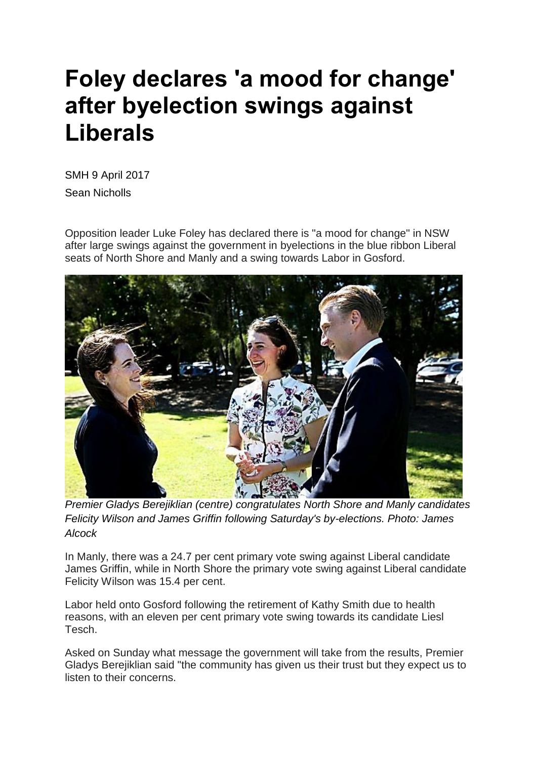# Foley declares 'a mood for change' after byelection swings against Liberals

SMH 9 April 2017

Sean Nicholls

Opposition leader Luke Foley has declared there is "a mood for change" in NSW after large swings against the government in byelections in the blue ribbon Liberal seats of North Shore and Manly and a swing towards Labor in Gosford.

*Premier Gladys Berejiklian (centre) congratulates North Shore and Manly candidates Felicity Wilson and James Griffin following Saturday's by-elections. Photo: James Alcock*

In Manly, there was a 24.7 per cent primary vote swing against Liberal candidate James Griffin, while in North Shore the primary vote swing against Liberal candidate Felicity Wilson was 15.4 per cent.

Labor held onto Gosford following the retirement of Kathy Smith due to health reasons, with an eleven per cent primary vote swing towards its candidate Liesl Tesch.

Asked on Sunday what message the government will take from the results, Premier Gladys Berejiklian said "the community has given us their trust but they expect us to listen to their concerns.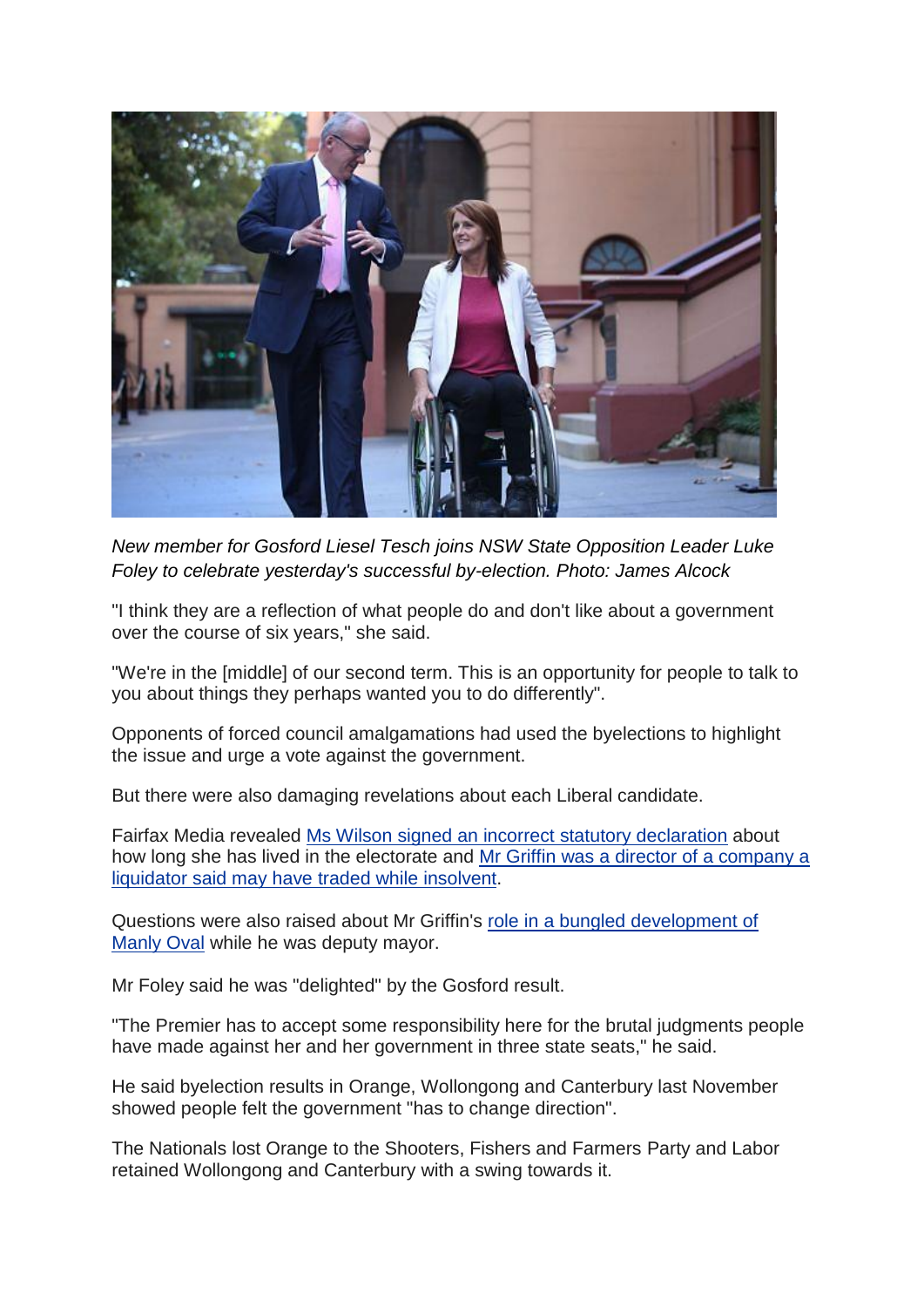*New member for Gosford Liesel Tesch joins NSW State Opposition Leader Luke Foley to celebrate yesterday's successful by-election. Photo: James Alcock*

"I think they are a reflection of what people do and don't like about a government over the course of six years," she said.

"We're in the [middle] of our second term. This is an opportunity for people to talk to you about things they perhaps wanted you to do differently".

Opponents of forced council amalgamations had used the byelections to highlight the issue and urge a vote against the government.

But there were also damaging revelations about each Liberal candidate.

Fairfax Media revealed Ms Wilson signed an incorrect statutory declaration about how long she has lived in the electorate and Mr Griffin was a director of a company a liquidator said may have traded while insolvent.

Questions were also raised about Mr Griffin's role in a bungled development of Manly Oval while he was deputy mayor.

Mr Foley said he was "delighted" by the Gosford result.

"The Premier has to accept some responsibility here for the brutal judgments people have made against her and her government in three state seats," he said.

He said byelection results in Orange, Wollongong and Canterbury last November showed people felt the government "has to change direction".

The Nationals lost Orange to the Shooters, Fishers and Farmers Party and Labor retained Wollongong and Canterbury with a swing towards it.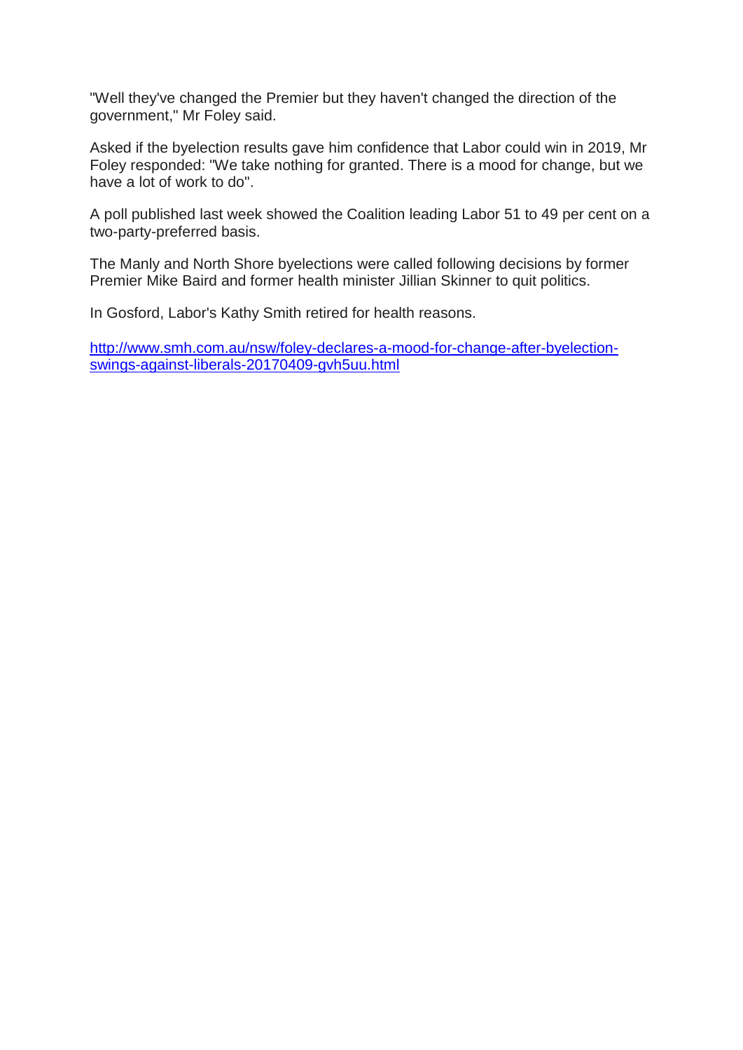"Well they've changed the Premier but they haven't changed the direction of the government," Mr Foley said.

Asked if the byelection results gave him confidence that Labor could win in 2019, Mr Foley responded: "We take nothing for granted. There is a mood for change, but we have a lot of work to do".

A poll published last week showed the Coalition leading Labor 51 to 49 per cent on a two-party-preferred basis.

The Manly and North Shore byelections were called following decisions by former Premier Mike Baird and former health minister Jillian Skinner to quit politics.

In Gosford, Labor's Kathy Smith retired for health reasons.

[http://www.smh.com.au/nsw/foley-declares-a-mood-for-change-after-byelection-swings-against-liberals-20170409-gvh5uu.html](http://www.smh.com.au/nsw/foley-declares-a-mood-for-change-after-byelection-swings-against-liberals-20170409-gvh5uu.html)